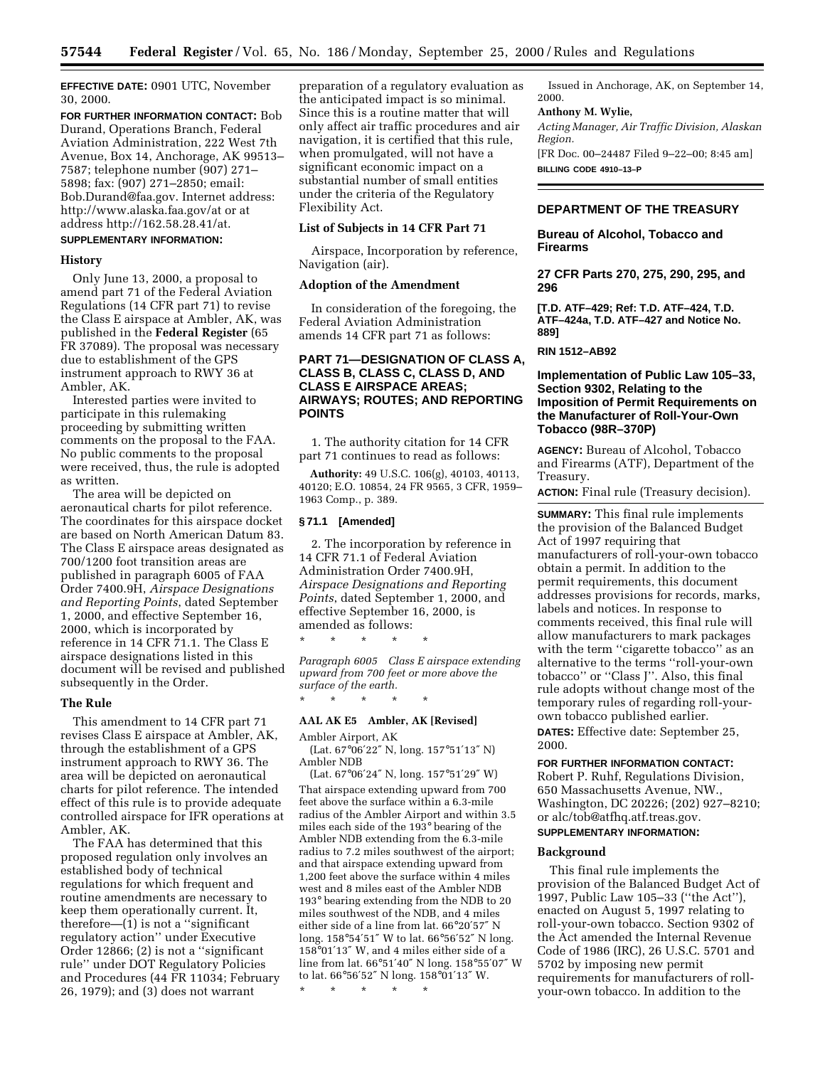**EFFECTIVE DATE:** 0901 UTC, November 30, 2000.

**FOR FURTHER INFORMATION CONTACT:** Bob Durand, Operations Branch, Federal Aviation Administration, 222 West 7th Avenue, Box 14, Anchorage, AK 99513–7587; telephone number (907) 271–5898; fax: (907) 271–2850; email: Bob.Durand@faa.gov. Internet address: http://www.alaska.faa.gov/at or at address http://162.58.28.41/at.

**SUPPLEMENTARY INFORMATION:**

### History

Only June 13, 2000, a proposal to amend part 71 of the Federal Aviation Regulations (14 CFR part 71) to revise the Class E airspace at Ambler, AK, was published in the **Federal Register** (65 FR 37089). The proposal was necessary due to establishment of the GPS instrument approach to RWY 36 at Ambler, AK.

Interested parties were invited to participate in this rulemaking proceeding by submitting written comments on the proposal to the FAA. No public comments to the proposal were received, thus, the rule is adopted as written.

The area will be depicted on aeronautical charts for pilot reference. The coordinates for this airspace docket are based on North American Datum 83. The Class E airspace areas designated as 700/1200 foot transition areas are published in paragraph 6005 of FAA Order 7400.9H, *Airspace Designations and Reporting Points*, dated September 1, 2000, and effective September 16, 2000, which is incorporated by reference in 14 CFR 71.1. The Class E airspace designations listed in this document will be revised and published subsequently in the Order.

### The Rule

This amendment to 14 CFR part 71 revises Class E airspace at Ambler, AK, through the establishment of a GPS instrument approach to RWY 36. The area will be depicted on aeronautical charts for pilot reference. The intended effect of this rule is to provide adequate controlled airspace for IFR operations at Ambler, AK.

The FAA has determined that this proposed regulation only involves an established body of technical regulations for which frequent and routine amendments are necessary to keep them operationally current. It, therefore—(1) is not a ''significant regulatory action'' under Executive Order 12866; (2) is not a ''significant rule'' under DOT Regulatory Policies and Procedures (44 FR 11034; February 26, 1979); and (3) does not warrant preparation of a regulatory evaluation as the anticipated impact is so minimal. Since this is a routine matter that will only affect air traffic procedures and air navigation, it is certified that this rule, when promulgated, will not have a significant economic impact on a substantial number of small entities under the criteria of the Regulatory Flexibility Act.

### List of Subjects in 14 CFR Part 71

Airspace, Incorporation by reference, Navigation (air).

### Adoption of the Amendment

In consideration of the foregoing, the Federal Aviation Administration amends 14 CFR part 71 as follows:

## PART 71—DESIGNATION OF CLASS A, CLASS B, CLASS C, CLASS D, AND CLASS E AIRSPACE AREAS; AIRWAYS; ROUTES; AND REPORTING POINTS

1. The authority citation for 14 CFR part 71 continues to read as follows:

**Authority:** 49 U.S.C. 106(g), 40103, 40113, 40120; E.O. 10854, 24 FR 9565, 3 CFR, 1959–1963 Comp., p. 389.

### § 71.1 [Amended]

2. The incorporation by reference in 14 CFR 71.1 of Federal Aviation Administration Order 7400.9H, *Airspace Designations and Reporting Points*, dated September 1, 2000, and effective September 16, 2000, is amended as follows:

\* \* \* \* \*

*Paragraph 6005 Class E airspace extending upward from 700 feet or more above the surface of the earth.*

\* \* \* \* \*

**AAL AK E5 Ambler, AK [Revised]**

Ambler Airport, AK
(Lat. 67°06′22″ N, long. 157°51′13″ N)
Ambler NDB
(Lat. 67°06′24″ N, long. 157°51′29″ W)

That airspace extending upward from 700 feet above the surface within a 6.3-mile radius of the Ambler Airport and within 3.5 miles each side of the 193° bearing of the Ambler NDB extending from the 6.3-mile radius to 7.2 miles southwest of the airport; and that airspace extending upward from 1,200 feet above the surface within 4 miles west and 8 miles east of the Ambler NDB 193° bearing extending from the NDB to 20 miles southwest of the NDB, and 4 miles either side of a line from lat. 66°20′57″ N long. 158°54′51″ W to lat. 66°56′52″ N long. 158°01′13″ W, and 4 miles either side of a line from lat. 66°51′40″ N long. 158°55′07″ W to lat. 66°56′52″ N long. 158°01′13″ W.

\* \* \* \* \*

Issued in Anchorage, AK, on September 14, 2000.

**Anthony M. Wylie,**
*Acting Manager, Air Traffic Division, Alaskan Region.*

[FR Doc. 00–24487 Filed 9–22–00; 8:45 am]

**BILLING CODE 4910–13–P**

## DEPARTMENT OF THE TREASURY

## Bureau of Alcohol, Tobacco and Firearms

## 27 CFR Parts 270, 275, 290, 295, and 296

**[T.D. ATF–429; Ref: T.D. ATF–424, T.D. ATF–424a, T.D. ATF–427 and Notice No. 889]**

**RIN 1512–AB92**

## Implementation of Public Law 105–33, Section 9302, Relating to the Imposition of Permit Requirements on the Manufacturer of Roll-Your-Own Tobacco (98R–370P)

**AGENCY:** Bureau of Alcohol, Tobacco and Firearms (ATF), Department of the Treasury.

**ACTION:** Final rule (Treasury decision).

**SUMMARY:** This final rule implements the provision of the Balanced Budget Act of 1997 requiring that manufacturers of roll-your-own tobacco obtain a permit. In addition to the permit requirements, this document addresses provisions for records, marks, labels and notices. In response to comments received, this final rule will allow manufacturers to mark packages with the term ''cigarette tobacco'' as an alternative to the terms ''roll-your-own tobacco'' or ''Class J''. Also, this final rule adopts without change most of the temporary rules of regarding roll-your-own tobacco published earlier.

**DATES:** Effective date: September 25, 2000.

**FOR FURTHER INFORMATION CONTACT:** Robert P. Ruhf, Regulations Division, 650 Massachusetts Avenue, NW., Washington, DC 20226; (202) 927–8210; or alc/tob@atfhq.atf.treas.gov.

**SUPPLEMENTARY INFORMATION:**

### Background

This final rule implements the provision of the Balanced Budget Act of 1997, Public Law 105–33 (''the Act''), enacted on August 5, 1997 relating to roll-your-own tobacco. Section 9302 of the Act amended the Internal Revenue Code of 1986 (IRC), 26 U.S.C. 5701 and 5702 by imposing new permit requirements for manufacturers of roll-your-own tobacco. In addition to the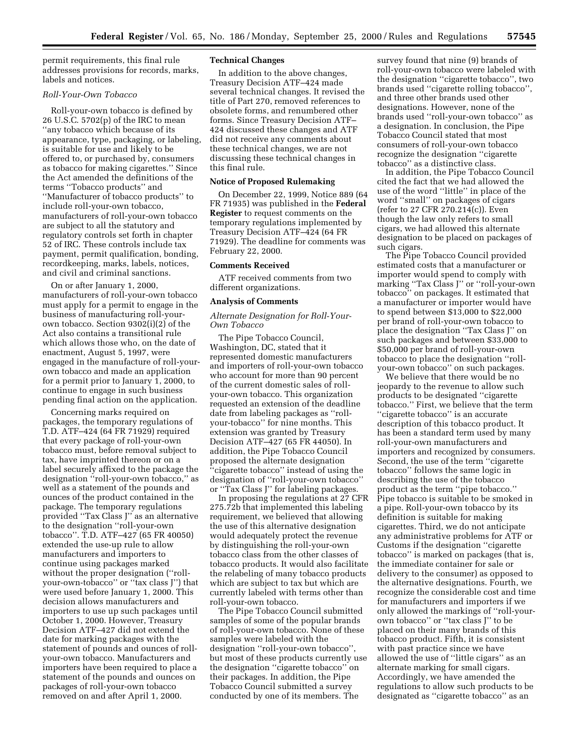permit requirements, this final rule addresses provisions for records, marks, labels and notices.

*Roll-Your-Own Tobacco*

Roll-your-own tobacco is defined by 26 U.S.C. 5702(p) of the IRC to mean ''any tobacco which because of its appearance, type, packaging, or labeling, is suitable for use and likely to be offered to, or purchased by, consumers as tobacco for making cigarettes.'' Since the Act amended the definitions of the terms ''Tobacco products'' and ''Manufacturer of tobacco products'' to include roll-your-own tobacco, manufacturers of roll-your-own tobacco are subject to all the statutory and regulatory controls set forth in chapter 52 of IRC. These controls include tax payment, permit qualification, bonding, recordkeeping, marks, labels, notices, and civil and criminal sanctions.

On or after January 1, 2000, manufacturers of roll-your-own tobacco must apply for a permit to engage in the business of manufacturing roll-your-own tobacco. Section 9302(i)(2) of the Act also contains a transitional rule which allows those who, on the date of enactment, August 5, 1997, were engaged in the manufacture of roll-your-own tobacco and made an application for a permit prior to January 1, 2000, to continue to engage in such business pending final action on the application.

Concerning marks required on packages, the temporary regulations of T.D. ATF–424 (64 FR 71929) required that every package of roll-your-own tobacco must, before removal subject to tax, have imprinted thereon or on a label securely affixed to the package the designation ''roll-your-own tobacco,'' as well as a statement of the pounds and ounces of the product contained in the package. The temporary regulations provided ''Tax Class J'' as an alternative to the designation ''roll-your-own tobacco''. T.D. ATF–427 (65 FR 40050) extended the use-up rule to allow manufacturers and importers to continue using packages marked without the proper designation (''roll-your-own-tobacco'' or ''tax class J'') that were used before January 1, 2000. This decision allows manufacturers and importers to use up such packages until October 1, 2000. However, Treasury Decision ATF–427 did not extend the date for marking packages with the statement of pounds and ounces of roll-your-own tobacco. Manufacturers and importers have been required to place a statement of the pounds and ounces on packages of roll-your-own tobacco removed on and after April 1, 2000.

**Technical Changes**

In addition to the above changes, Treasury Decision ATF–424 made several technical changes. It revised the title of Part 270, removed references to obsolete forms, and renumbered other forms. Since Treasury Decision ATF–424 discussed these changes and ATF did not receive any comments about these technical changes, we are not discussing these technical changes in this final rule.

**Notice of Proposed Rulemaking**

On December 22, 1999, Notice 889 (64 FR 71935) was published in the **Federal Register** to request comments on the temporary regulations implemented by Treasury Decision ATF–424 (64 FR 71929). The deadline for comments was February 22, 2000.

**Comments Received**

ATF received comments from two different organizations.

**Analysis of Comments**

*Alternate Designation for Roll-Your-Own Tobacco*

The Pipe Tobacco Council, Washington, DC, stated that it represented domestic manufacturers and importers of roll-your-own tobacco who account for more than 90 percent of the current domestic sales of roll-your-own tobacco. This organization requested an extension of the deadline date from labeling packages as ''roll-your-tobacco'' for nine months. This extension was granted by Treasury Decision ATF–427 (65 FR 44050). In addition, the Pipe Tobacco Council proposed the alternate designation ''cigarette tobacco'' instead of using the designation of ''roll-your-own tobacco'' or ''Tax Class J'' for labeling packages.

In proposing the regulations at 27 CFR 275.72b that implemented this labeling requirement, we believed that allowing the use of this alternative designation would adequately protect the revenue by distinguishing the roll-your-own tobacco class from the other classes of tobacco products. It would also facilitate the relabeling of many tobacco products which are subject to tax but which are currently labeled with terms other than roll-your-own tobacco.

The Pipe Tobacco Council submitted samples of some of the popular brands of roll-your-own tobacco. None of these samples were labeled with the designation ''roll-your-own tobacco'', but most of these products currently use the designation ''cigarette tobacco'' on their packages. In addition, the Pipe Tobacco Council submitted a survey conducted by one of its members. The survey found that nine (9) brands of roll-your-own tobacco were labeled with the designation ''cigarette tobacco'', two brands used ''cigarette rolling tobacco'', and three other brands used other designations. However, none of the brands used ''roll-your-own tobacco'' as a designation. In conclusion, the Pipe Tobacco Council stated that most consumers of roll-your-own tobacco recognize the designation ''cigarette tobacco'' as a distinctive class.

In addition, the Pipe Tobacco Council cited the fact that we had allowed the use of the word ''little'' in place of the word ''small'' on packages of cigars (refer to 27 CFR 270.214(c)). Even though the law only refers to small cigars, we had allowed this alternate designation to be placed on packages of such cigars.

The Pipe Tobacco Council provided estimated costs that a manufacturer or importer would spend to comply with marking ''Tax Class J'' or ''roll-your-own tobacco'' on packages. It estimated that a manufacturer or importer would have to spend between $13,000 to $22,000 per brand of roll-your-own tobacco to place the designation ''Tax Class J'' on such packages and between $33,000 to $50,000 per brand of roll-your-own tobacco to place the designation ''roll-your-own tobacco'' on such packages.

We believe that there would be no jeopardy to the revenue to allow such products to be designated ''cigarette tobacco.'' First, we believe that the term ''cigarette tobacco'' is an accurate description of this tobacco product. It has been a standard term used by many roll-your-own manufacturers and importers and recognized by consumers. Second, the use of the term ''cigarette tobacco'' follows the same logic in describing the use of the tobacco product as the term ''pipe tobacco.'' Pipe tobacco is suitable to be smoked in a pipe. Roll-your-own tobacco by its definition is suitable for making cigarettes. Third, we do not anticipate any administrative problems for ATF or Customs if the designation ''cigarette tobacco'' is marked on packages (that is, the immediate container for sale or delivery to the consumer) as opposed to the alternative designations. Fourth, we recognize the considerable cost and time for manufacturers and importers if we only allowed the markings of ''roll-your-own tobacco'' or ''tax class J'' to be placed on their many brands of this tobacco product. Fifth, it is consistent with past practice since we have allowed the use of ''little cigars'' as an alternate marking for small cigars. Accordingly, we have amended the regulations to allow such products to be designated as ''cigarette tobacco'' as an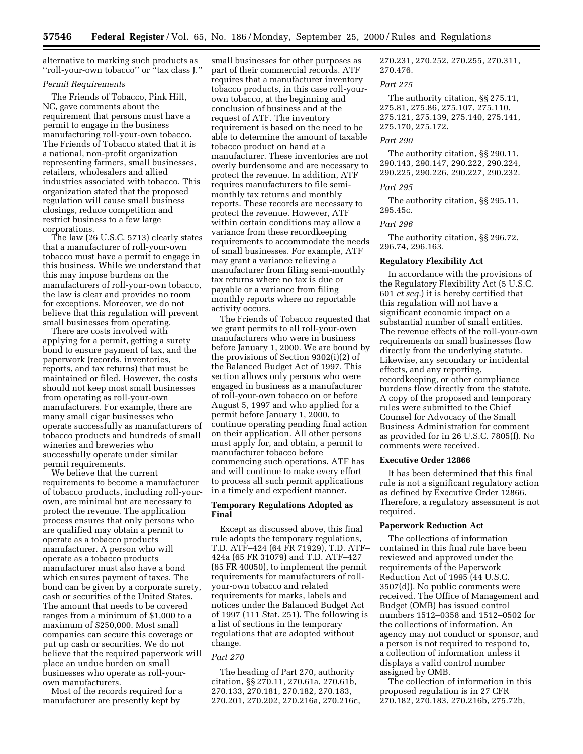alternative to marking such products as ''roll-your-own tobacco'' or ''tax class J.''

*Permit Requirements*

The Friends of Tobacco, Pink Hill, NC, gave comments about the requirement that persons must have a permit to engage in the business manufacturing roll-your-own tobacco. The Friends of Tobacco stated that it is a national, non-profit organization representing farmers, small businesses, retailers, wholesalers and allied industries associated with tobacco. This organization stated that the proposed regulation will cause small business closings, reduce competition and restrict business to a few large corporations.

The law (26 U.S.C. 5713) clearly states that a manufacturer of roll-your-own tobacco must have a permit to engage in this business. While we understand that this may impose burdens on the manufacturers of roll-your-own tobacco, the law is clear and provides no room for exceptions. Moreover, we do not believe that this regulation will prevent small businesses from operating.

There are costs involved with applying for a permit, getting a surety bond to ensure payment of tax, and the paperwork (records, inventories, reports, and tax returns) that must be maintained or filed. However, the costs should not keep most small businesses from operating as roll-your-own manufacturers. For example, there are many small cigar businesses who operate successfully as manufacturers of tobacco products and hundreds of small wineries and breweries who successfully operate under similar permit requirements.

We believe that the current requirements to become a manufacturer of tobacco products, including roll-your-own, are minimal but are necessary to protect the revenue. The application process ensures that only persons who are qualified may obtain a permit to operate as a tobacco products manufacturer. A person who will operate as a tobacco products manufacturer must also have a bond which ensures payment of taxes. The bond can be given by a corporate surety, cash or securities of the United States. The amount that needs to be covered ranges from a minimum of $1,000 to a maximum of $250,000. Most small companies can secure this coverage or put up cash or securities. We do not believe that the required paperwork will place an undue burden on small businesses who operate as roll-your-own manufacturers.

Most of the records required for a manufacturer are presently kept by small businesses for other purposes as part of their commercial records. ATF requires that a manufacturer inventory tobacco products, in this case roll-your-own tobacco, at the beginning and conclusion of business and at the request of ATF. The inventory requirement is based on the need to be able to determine the amount of taxable tobacco product on hand at a manufacturer. These inventories are not overly burdensome and are necessary to protect the revenue. In addition, ATF requires manufacturers to file semi-monthly tax returns and monthly reports. These records are necessary to protect the revenue. However, ATF within certain conditions may allow a variance from these recordkeeping requirements to accommodate the needs of small businesses. For example, ATF may grant a variance relieving a manufacturer from filing semi-monthly tax returns where no tax is due or payable or a variance from filing monthly reports where no reportable activity occurs.

The Friends of Tobacco requested that we grant permits to all roll-your-own manufacturers who were in business before January 1, 2000. We are bound by the provisions of Section 9302(i)(2) of the Balanced Budget Act of 1997. This section allows only persons who were engaged in business as a manufacturer of roll-your-own tobacco on or before August 5, 1997 and who applied for a permit before January 1, 2000, to continue operating pending final action on their application. All other persons must apply for, and obtain, a permit to manufacturer tobacco before commencing such operations. ATF has and will continue to make every effort to process all such permit applications in a timely and expedient manner.

**Temporary Regulations Adopted as Final**

Except as discussed above, this final rule adopts the temporary regulations, T.D. ATF–424 (64 FR 71929), T.D. ATF–424a (65 FR 31079) and T.D. ATF–427 (65 FR 40050), to implement the permit requirements for manufacturers of roll-your-own tobacco and related requirements for marks, labels and notices under the Balanced Budget Act of 1997 (111 Stat. 251). The following is a list of sections in the temporary regulations that are adopted without change.

*Part 270*

The heading of Part 270, authority citation, §§ 270.11, 270.61a, 270.61b, 270.133, 270.181, 270.182, 270.183, 270.201, 270.202, 270.216a, 270.216c, 270.231, 270.252, 270.255, 270.311, 270.476.

*Part 275*

The authority citation, §§ 275.11, 275.81, 275.86, 275.107, 275.110, 275.121, 275.139, 275.140, 275.141, 275.170, 275.172.

*Part 290*

The authority citation, §§ 290.11, 290.143, 290.147, 290.222, 290.224, 290.225, 290.226, 290.227, 290.232.

*Part 295*

The authority citation, §§ 295.11, 295.45c.

*Part 296*

The authority citation, §§ 296.72, 296.74, 296.163.

**Regulatory Flexibility Act**

In accordance with the provisions of the Regulatory Flexibility Act (5 U.S.C. 601 *et seq.*) it is hereby certified that this regulation will not have a significant economic impact on a substantial number of small entities. The revenue effects of the roll-your-own requirements on small businesses flow directly from the underlying statute. Likewise, any secondary or incidental effects, and any reporting, recordkeeping, or other compliance burdens flow directly from the statute. A copy of the proposed and temporary rules were submitted to the Chief Counsel for Advocacy of the Small Business Administration for comment as provided for in 26 U.S.C. 7805(f). No comments were received.

**Executive Order 12866**

It has been determined that this final rule is not a significant regulatory action as defined by Executive Order 12866. Therefore, a regulatory assessment is not required.

**Paperwork Reduction Act**

The collections of information contained in this final rule have been reviewed and approved under the requirements of the Paperwork Reduction Act of 1995 (44 U.S.C. 3507(d)). No public comments were received. The Office of Management and Budget (OMB) has issued control numbers 1512–0358 and 1512–0502 for the collections of information. An agency may not conduct or sponsor, and a person is not required to respond to, a collection of information unless it displays a valid control number assigned by OMB.

The collection of information in this proposed regulation is in 27 CFR 270.182, 270.183, 270.216b, 275.72b,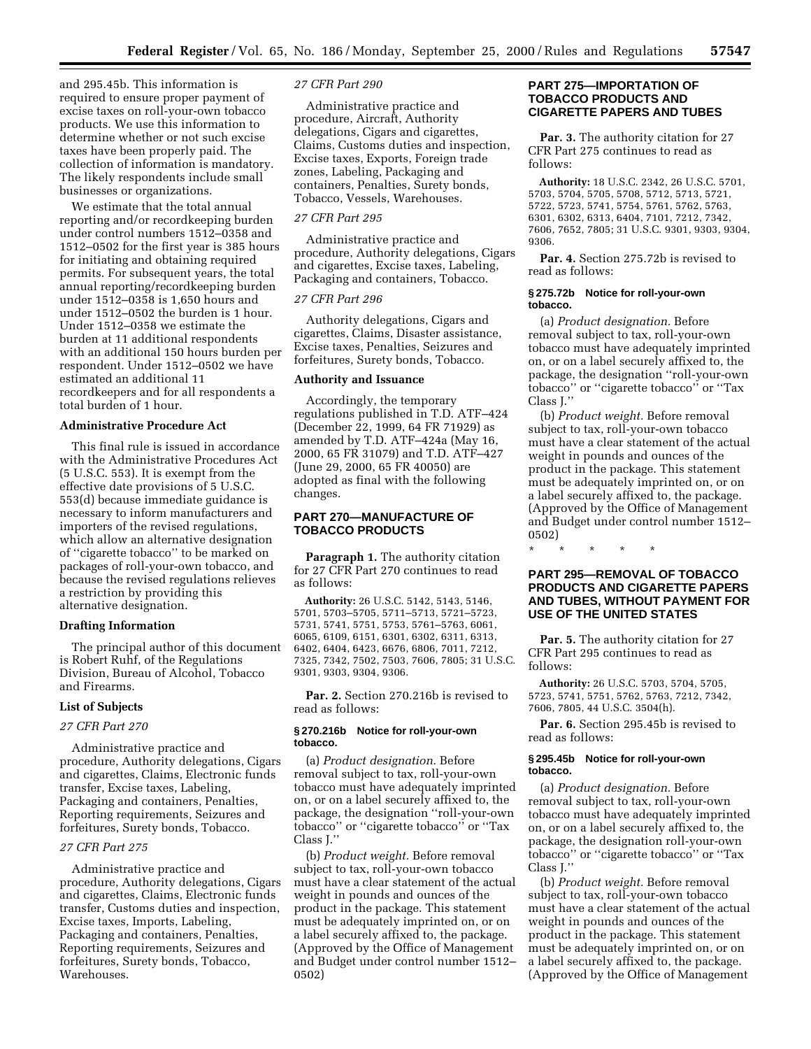and 295.45b. This information is required to ensure proper payment of excise taxes on roll-your-own tobacco products. We use this information to determine whether or not such excise taxes have been properly paid. The collection of information is mandatory. The likely respondents include small businesses or organizations.

We estimate that the total annual reporting and/or recordkeeping burden under control numbers 1512–0358 and 1512–0502 for the first year is 385 hours for initiating and obtaining required permits. For subsequent years, the total annual reporting/recordkeeping burden under 1512–0358 is 1,650 hours and under 1512–0502 the burden is 1 hour. Under 1512–0358 we estimate the burden at 11 additional respondents with an additional 150 hours burden per respondent. Under 1512–0502 we have estimated an additional 11 recordkeepers and for all respondents a total burden of 1 hour.

### Administrative Procedure Act

This final rule is issued in accordance with the Administrative Procedures Act (5 U.S.C. 553). It is exempt from the effective date provisions of 5 U.S.C. 553(d) because immediate guidance is necessary to inform manufacturers and importers of the revised regulations, which allow an alternative designation of ''cigarette tobacco'' to be marked on packages of roll-your-own tobacco, and because the revised regulations relieves a restriction by providing this alternative designation.

### Drafting Information

The principal author of this document is Robert Ruhf, of the Regulations Division, Bureau of Alcohol, Tobacco and Firearms.

### List of Subjects

*27 CFR Part 270*

Administrative practice and procedure, Authority delegations, Cigars and cigarettes, Claims, Electronic funds transfer, Excise taxes, Labeling, Packaging and containers, Penalties, Reporting requirements, Seizures and forfeitures, Surety bonds, Tobacco.

*27 CFR Part 275*

Administrative practice and procedure, Authority delegations, Cigars and cigarettes, Claims, Electronic funds transfer, Customs duties and inspection, Excise taxes, Imports, Labeling, Packaging and containers, Penalties, Reporting requirements, Seizures and forfeitures, Surety bonds, Tobacco, Warehouses.

*27 CFR Part 290*

Administrative practice and procedure, Aircraft, Authority delegations, Cigars and cigarettes, Claims, Customs duties and inspection, Excise taxes, Exports, Foreign trade zones, Labeling, Packaging and containers, Penalties, Surety bonds, Tobacco, Vessels, Warehouses.

*27 CFR Part 295*

Administrative practice and procedure, Authority delegations, Cigars and cigarettes, Excise taxes, Labeling, Packaging and containers, Tobacco.

*27 CFR Part 296*

Authority delegations, Cigars and cigarettes, Claims, Disaster assistance, Excise taxes, Penalties, Seizures and forfeitures, Surety bonds, Tobacco.

### Authority and Issuance

Accordingly, the temporary regulations published in T.D. ATF–424 (December 22, 1999, 64 FR 71929) as amended by T.D. ATF–424a (May 16, 2000, 65 FR 31079) and T.D. ATF–427 (June 29, 2000, 65 FR 40050) are adopted as final with the following changes.

## PART 270—MANUFACTURE OF TOBACCO PRODUCTS

**Paragraph 1.** The authority citation for 27 CFR Part 270 continues to read as follows:

**Authority:** 26 U.S.C. 5142, 5143, 5146, 5701, 5703–5705, 5711–5713, 5721–5723, 5731, 5741, 5751, 5753, 5761–5763, 6061, 6065, 6109, 6151, 6301, 6302, 6311, 6313, 6402, 6404, 6423, 6676, 6806, 7011, 7212, 7325, 7342, 7502, 7503, 7606, 7805; 31 U.S.C. 9301, 9303, 9304, 9306.

**Par. 2.** Section 270.216b is revised to read as follows:

#### § 270.216b Notice for roll-your-own tobacco.

(a) *Product designation.* Before removal subject to tax, roll-your-own tobacco must have adequately imprinted on, or on a label securely affixed to, the package, the designation ''roll-your-own tobacco'' or ''cigarette tobacco'' or ''Tax Class J.''

(b) *Product weight.* Before removal subject to tax, roll-your-own tobacco must have a clear statement of the actual weight in pounds and ounces of the product in the package. This statement must be adequately imprinted on, or on a label securely affixed to, the package. (Approved by the Office of Management and Budget under control number 1512–0502)

## PART 275—IMPORTATION OF TOBACCO PRODUCTS AND CIGARETTE PAPERS AND TUBES

**Par. 3.** The authority citation for 27 CFR Part 275 continues to read as follows:

**Authority:** 18 U.S.C. 2342, 26 U.S.C. 5701, 5703, 5704, 5705, 5708, 5712, 5713, 5721, 5722, 5723, 5741, 5754, 5761, 5762, 5763, 6301, 6302, 6313, 6404, 7101, 7212, 7342, 7606, 7652, 7805; 31 U.S.C. 9301, 9303, 9304, 9306.

**Par. 4.** Section 275.72b is revised to read as follows:

#### § 275.72b Notice for roll-your-own tobacco.

(a) *Product designation.* Before removal subject to tax, roll-your-own tobacco must have adequately imprinted on, or on a label securely affixed to, the package, the designation ''roll-your-own tobacco'' or ''cigarette tobacco'' or ''Tax Class J.''

(b) *Product weight.* Before removal subject to tax, roll-your-own tobacco must have a clear statement of the actual weight in pounds and ounces of the product in the package. This statement must be adequately imprinted on, or on a label securely affixed to, the package. (Approved by the Office of Management and Budget under control number 1512–0502)

\* \* \* \* \*

## PART 295—REMOVAL OF TOBACCO PRODUCTS AND CIGARETTE PAPERS AND TUBES, WITHOUT PAYMENT FOR USE OF THE UNITED STATES

**Par. 5.** The authority citation for 27 CFR Part 295 continues to read as follows:

**Authority:** 26 U.S.C. 5703, 5704, 5705, 5723, 5741, 5751, 5762, 5763, 7212, 7342, 7606, 7805, 44 U.S.C. 3504(h).

**Par. 6.** Section 295.45b is revised to read as follows:

#### § 295.45b Notice for roll-your-own tobacco.

(a) *Product designation.* Before removal subject to tax, roll-your-own tobacco must have adequately imprinted on, or on a label securely affixed to, the package, the designation roll-your-own tobacco'' or ''cigarette tobacco'' or ''Tax Class J.''

(b) *Product weight.* Before removal subject to tax, roll-your-own tobacco must have a clear statement of the actual weight in pounds and ounces of the product in the package. This statement must be adequately imprinted on, or on a label securely affixed to, the package. (Approved by the Office of Management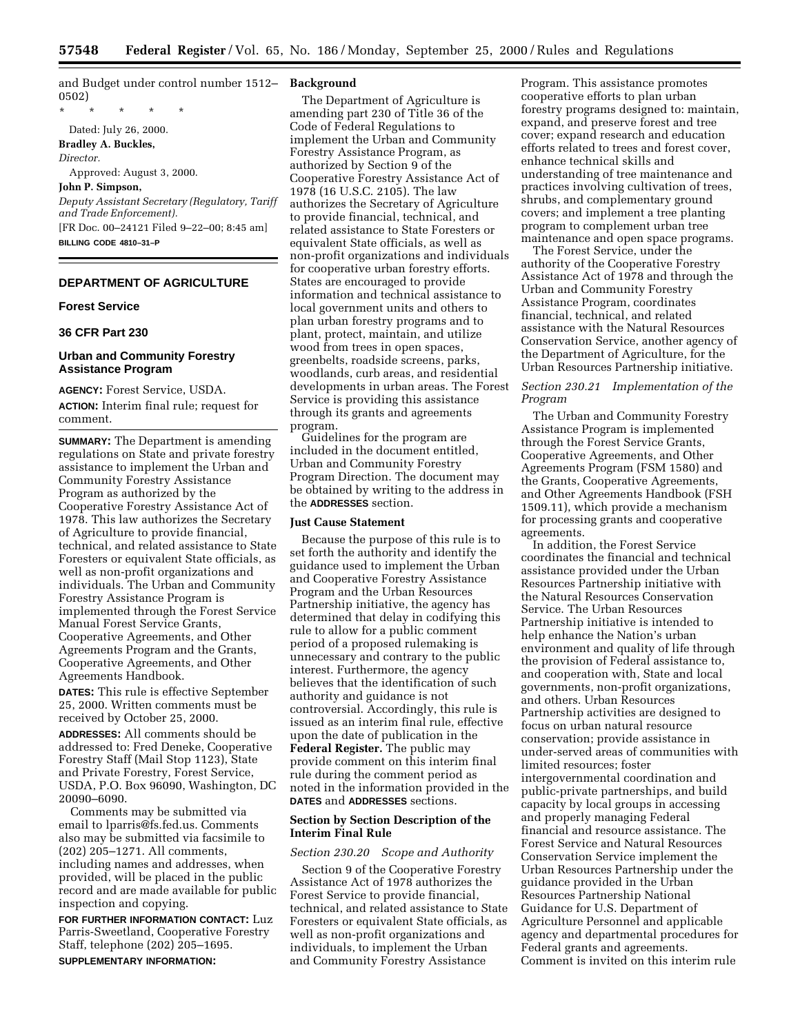and Budget under control number 1512–0502)

\* \* \* \* \*

Dated: July 26, 2000.

**Bradley A. Buckles,**

*Director.*

Approved: August 3, 2000.

**John P. Simpson,**

*Deputy Assistant Secretary (Regulatory, Tariff and Trade Enforcement).*

[FR Doc. 00–24121 Filed 9–22–00; 8:45 am]

**BILLING CODE 4810–31–P**

## DEPARTMENT OF AGRICULTURE

### Forest Service

### 36 CFR Part 230

### Urban and Community Forestry Assistance Program

**AGENCY:** Forest Service, USDA.

**ACTION:** Interim final rule; request for comment.

**SUMMARY:** The Department is amending regulations on State and private forestry assistance to implement the Urban and Community Forestry Assistance Program as authorized by the Cooperative Forestry Assistance Act of 1978. This law authorizes the Secretary of Agriculture to provide financial, technical, and related assistance to State Foresters or equivalent State officials, as well as non-profit organizations and individuals. The Urban and Community Forestry Assistance Program is implemented through the Forest Service Manual Forest Service Grants, Cooperative Agreements, and Other Agreements Program and the Grants, Cooperative Agreements, and Other Agreements Handbook.

**DATES:** This rule is effective September 25, 2000. Written comments must be received by October 25, 2000.

**ADDRESSES:** All comments should be addressed to: Fred Deneke, Cooperative Forestry Staff (Mail Stop 1123), State and Private Forestry, Forest Service, USDA, P.O. Box 96090, Washington, DC 20090–6090.

Comments may be submitted via email to lparris@fs.fed.us. Comments also may be submitted via facsimile to (202) 205–1271. All comments, including names and addresses, when provided, will be placed in the public record and are made available for public inspection and copying.

**FOR FURTHER INFORMATION CONTACT:** Luz Parris-Sweetland, Cooperative Forestry Staff, telephone (202) 205–1695.

**SUPPLEMENTARY INFORMATION:**

**Background**

The Department of Agriculture is amending part 230 of Title 36 of the Code of Federal Regulations to implement the Urban and Community Forestry Assistance Program, as authorized by Section 9 of the Cooperative Forestry Assistance Act of 1978 (16 U.S.C. 2105). The law authorizes the Secretary of Agriculture to provide financial, technical, and related assistance to State Foresters or equivalent State officials, as well as non-profit organizations and individuals for cooperative urban forestry efforts. States are encouraged to provide information and technical assistance to local government units and others to plan urban forestry programs and to plant, protect, maintain, and utilize wood from trees in open spaces, greenbelts, roadside screens, parks, woodlands, curb areas, and residential developments in urban areas. The Forest Service is providing this assistance through its grants and agreements program.

Guidelines for the program are included in the document entitled, Urban and Community Forestry Program Direction. The document may be obtained by writing to the address in the **ADDRESSES** section.

**Just Cause Statement**

Because the purpose of this rule is to set forth the authority and identify the guidance used to implement the Urban and Cooperative Forestry Assistance Program and the Urban Resources Partnership initiative, the agency has determined that delay in codifying this rule to allow for a public comment period of a proposed rulemaking is unnecessary and contrary to the public interest. Furthermore, the agency believes that the identification of such authority and guidance is not controversial. Accordingly, this rule is issued as an interim final rule, effective upon the date of publication in the **Federal Register.** The public may provide comment on this interim final rule during the comment period as noted in the information provided in the **DATES** and **ADDRESSES** sections.

**Section by Section Description of the Interim Final Rule**

*Section 230.20 Scope and Authority*

Section 9 of the Cooperative Forestry Assistance Act of 1978 authorizes the Forest Service to provide financial, technical, and related assistance to State Foresters or equivalent State officials, as well as non-profit organizations and individuals, to implement the Urban and Community Forestry Assistance Program. This assistance promotes cooperative efforts to plan urban forestry programs designed to: maintain, expand, and preserve forest and tree cover; expand research and education efforts related to trees and forest cover, enhance technical skills and understanding of tree maintenance and practices involving cultivation of trees, shrubs, and complementary ground covers; and implement a tree planting program to complement urban tree maintenance and open space programs.

The Forest Service, under the authority of the Cooperative Forestry Assistance Act of 1978 and through the Urban and Community Forestry Assistance Program, coordinates financial, technical, and related assistance with the Natural Resources Conservation Service, another agency of the Department of Agriculture, for the Urban Resources Partnership initiative.

*Section 230.21 Implementation of the Program*

The Urban and Community Forestry Assistance Program is implemented through the Forest Service Grants, Cooperative Agreements, and Other Agreements Program (FSM 1580) and the Grants, Cooperative Agreements, and Other Agreements Handbook (FSH 1509.11), which provide a mechanism for processing grants and cooperative agreements.

In addition, the Forest Service coordinates the financial and technical assistance provided under the Urban Resources Partnership initiative with the Natural Resources Conservation Service. The Urban Resources Partnership initiative is intended to help enhance the Nation's urban environment and quality of life through the provision of Federal assistance to, and cooperation with, State and local governments, non-profit organizations, and others. Urban Resources Partnership activities are designed to focus on urban natural resource conservation; provide assistance in under-served areas of communities with limited resources; foster intergovernmental coordination and public-private partnerships, and build capacity by local groups in accessing and properly managing Federal financial and resource assistance. The Forest Service and Natural Resources Conservation Service implement the Urban Resources Partnership under the guidance provided in the Urban Resources Partnership National Guidance for U.S. Department of Agriculture Personnel and applicable agency and departmental procedures for Federal grants and agreements. Comment is invited on this interim rule